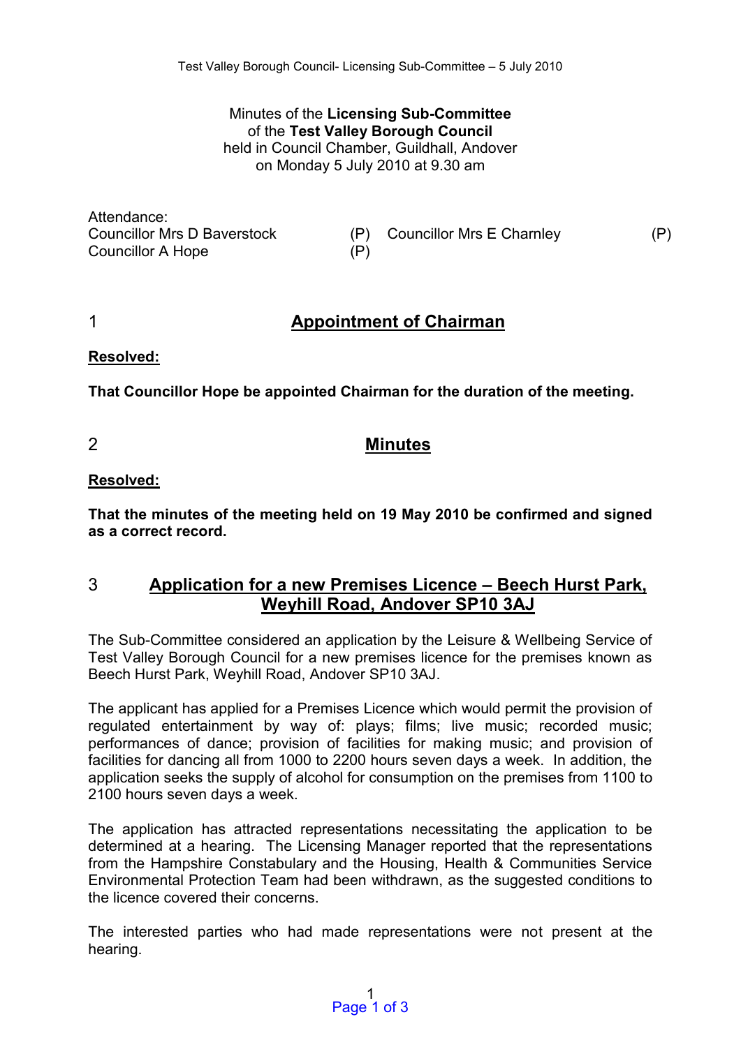Minutes of the **Licensing Sub-Committee**
of the **Test Valley Borough Council**
held in Council Chamber, Guildhall, Andover
on Monday 5 July 2010 at 9.30 am

Attendance:

| | | | |
|---|---|---|---|
| Councillor Mrs D Baverstock | (P) | Councillor Mrs E Charnley | (P) |
| Councillor A Hope | (P) | | |

## 1 Appointment of Chairman

**Resolved:**

**That Councillor Hope be appointed Chairman for the duration of the meeting.**

## 2 Minutes

**Resolved:**

**That the minutes of the meeting held on 19 May 2010 be confirmed and signed as a correct record.**

## 3 Application for a new Premises Licence – Beech Hurst Park, Weyhill Road, Andover SP10 3AJ

The Sub-Committee considered an application by the Leisure & Wellbeing Service of Test Valley Borough Council for a new premises licence for the premises known as Beech Hurst Park, Weyhill Road, Andover SP10 3AJ.

The applicant has applied for a Premises Licence which would permit the provision of regulated entertainment by way of: plays; films; live music; recorded music; performances of dance; provision of facilities for making music; and provision of facilities for dancing all from 1000 to 2200 hours seven days a week. In addition, the application seeks the supply of alcohol for consumption on the premises from 1100 to 2100 hours seven days a week.

The application has attracted representations necessitating the application to be determined at a hearing. The Licensing Manager reported that the representations from the Hampshire Constabulary and the Housing, Health & Communities Service Environmental Protection Team had been withdrawn, as the suggested conditions to the licence covered their concerns.

The interested parties who had made representations were not present at the hearing.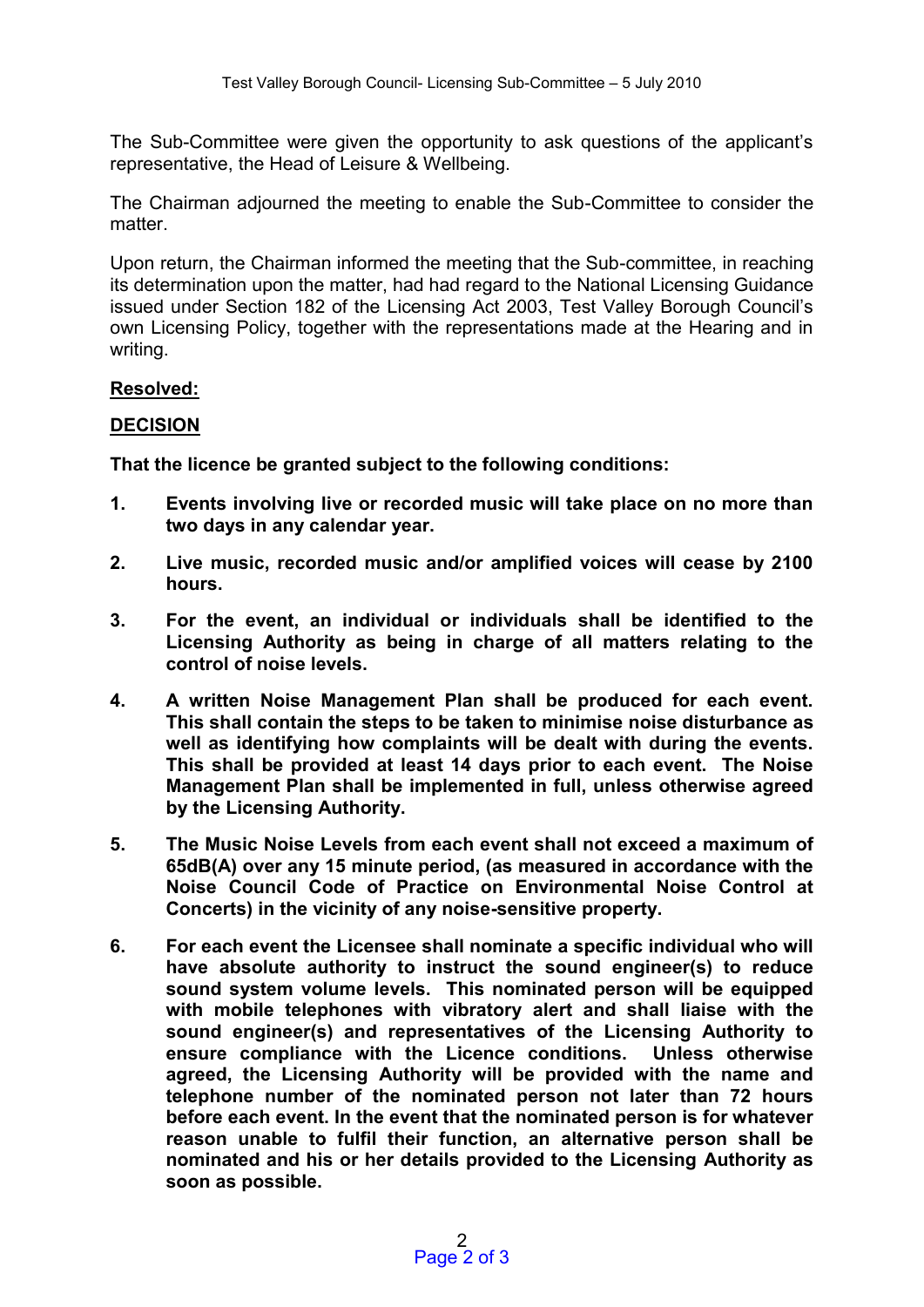The Sub-Committee were given the opportunity to ask questions of the applicant's representative, the Head of Leisure & Wellbeing.

The Chairman adjourned the meeting to enable the Sub-Committee to consider the matter.

Upon return, the Chairman informed the meeting that the Sub-committee, in reaching its determination upon the matter, had had regard to the National Licensing Guidance issued under Section 182 of the Licensing Act 2003, Test Valley Borough Council's own Licensing Policy, together with the representations made at the Hearing and in writing.

**Resolved:**

**DECISION**

**That the licence be granted subject to the following conditions:**

1. **Events involving live or recorded music will take place on no more than two days in any calendar year.**

2. **Live music, recorded music and/or amplified voices will cease by 2100 hours.**

3. **For the event, an individual or individuals shall be identified to the Licensing Authority as being in charge of all matters relating to the control of noise levels.**

4. **A written Noise Management Plan shall be produced for each event. This shall contain the steps to be taken to minimise noise disturbance as well as identifying how complaints will be dealt with during the events. This shall be provided at least 14 days prior to each event. The Noise Management Plan shall be implemented in full, unless otherwise agreed by the Licensing Authority.**

5. **The Music Noise Levels from each event shall not exceed a maximum of 65dB(A) over any 15 minute period, (as measured in accordance with the Noise Council Code of Practice on Environmental Noise Control at Concerts) in the vicinity of any noise-sensitive property.**

6. **For each event the Licensee shall nominate a specific individual who will have absolute authority to instruct the sound engineer(s) to reduce sound system volume levels. This nominated person will be equipped with mobile telephones with vibratory alert and shall liaise with the sound engineer(s) and representatives of the Licensing Authority to ensure compliance with the Licence conditions. Unless otherwise agreed, the Licensing Authority will be provided with the name and telephone number of the nominated person not later than 72 hours before each event. In the event that the nominated person is for whatever reason unable to fulfil their function, an alternative person shall be nominated and his or her details provided to the Licensing Authority as soon as possible.**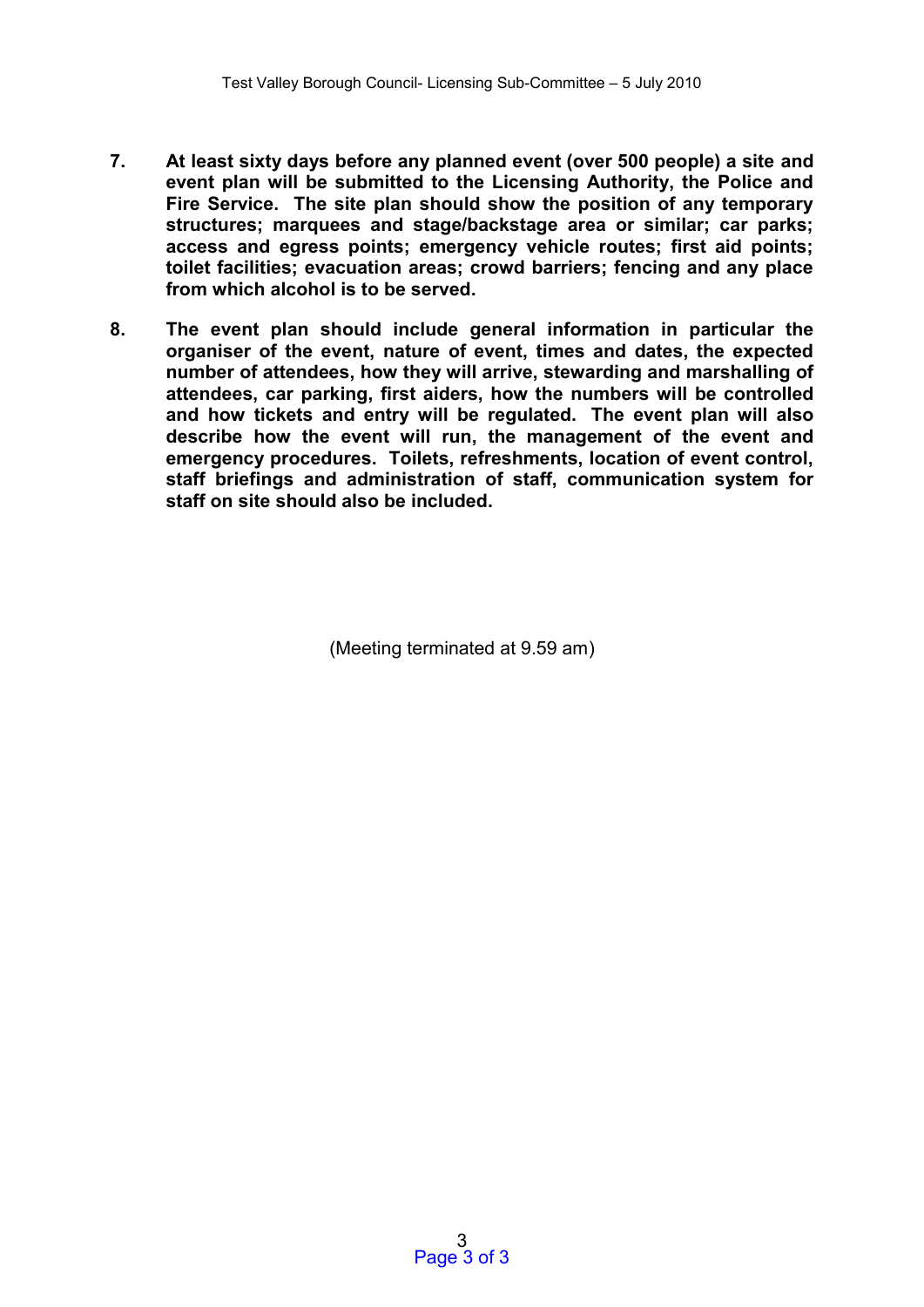7. **At least sixty days before any planned event (over 500 people) a site and event plan will be submitted to the Licensing Authority, the Police and Fire Service. The site plan should show the position of any temporary structures; marquees and stage/backstage area or similar; car parks; access and egress points; emergency vehicle routes; first aid points; toilet facilities; evacuation areas; crowd barriers; fencing and any place from which alcohol is to be served.**

8. **The event plan should include general information in particular the organiser of the event, nature of event, times and dates, the expected number of attendees, how they will arrive, stewarding and marshalling of attendees, car parking, first aiders, how the numbers will be controlled and how tickets and entry will be regulated. The event plan will also describe how the event will run, the management of the event and emergency procedures. Toilets, refreshments, location of event control, staff briefings and administration of staff, communication system for staff on site should also be included.**

(Meeting terminated at 9.59 am)